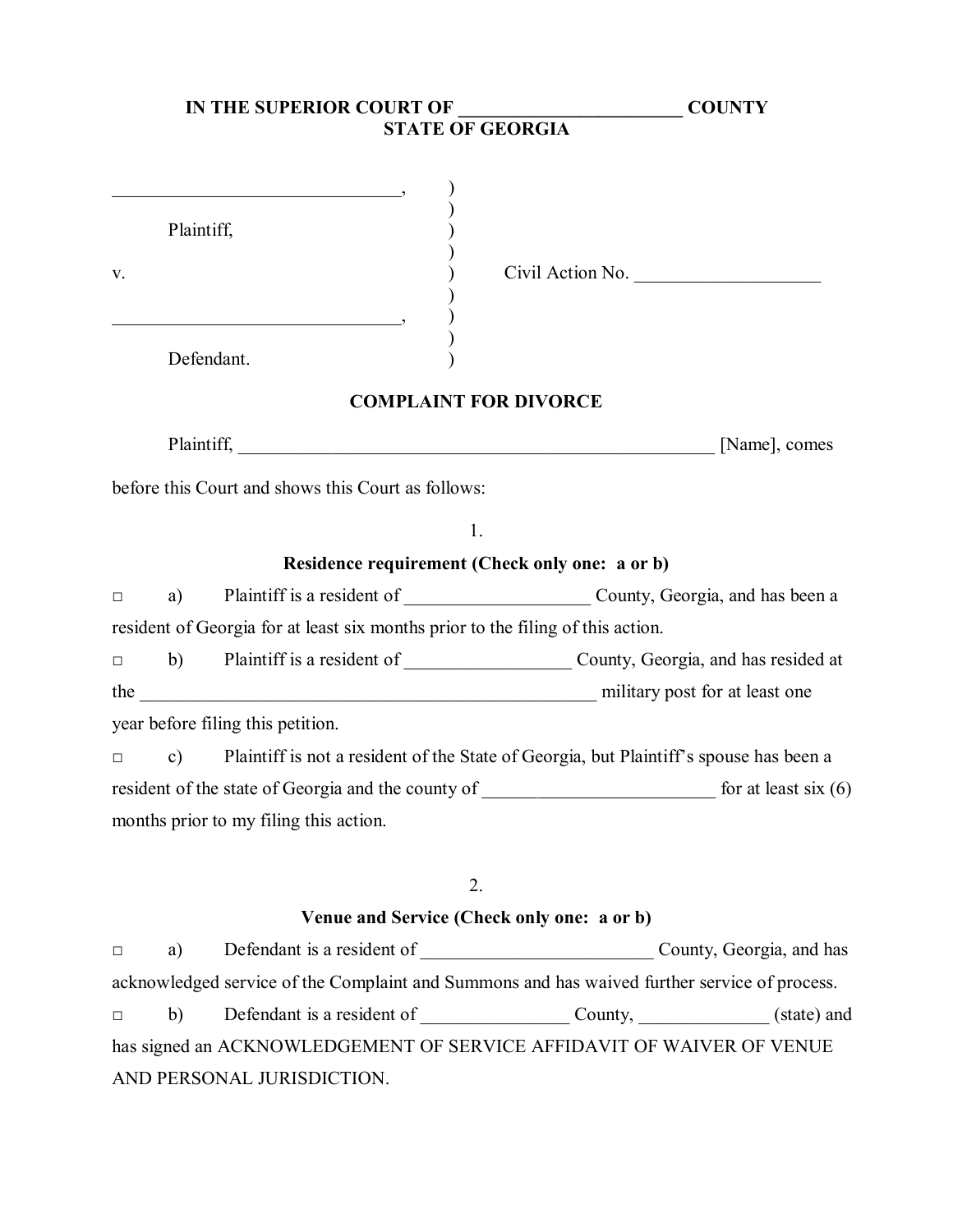**IN THE SUPERIOR COURT OF ________________________ COUNTY**
**STATE OF GEORGIA**

________________________________, )
)
Plaintiff, )
)
v. ) Civil Action No. ____________________
)
________________________________, )
)
Defendant. )

**COMPLAINT FOR DIVORCE**

Plaintiff, ______________________________________________________ [Name], comes before this Court and shows this Court as follows:

1.

**Residence requirement (Check only one: a or b)**

□ a) Plaintiff is a resident of ____________________ County, Georgia, and has been a resident of Georgia for at least six months prior to the filing of this action.

□ b) Plaintiff is a resident of __________________ County, Georgia, and has resided at the ___________________________________________________ military post for at least one year before filing this petition.

□ c) Plaintiff is not a resident of the State of Georgia, but Plaintiff's spouse has been a resident of the state of Georgia and the county of _________________________ for at least six (6) months prior to my filing this action.

2.

**Venue and Service (Check only one: a or b)**

□ a) Defendant is a resident of _________________________ County, Georgia, and has acknowledged service of the Complaint and Summons and has waived further service of process.

□ b) Defendant is a resident of ________________ County, ______________ (state) and has signed an ACKNOWLEDGEMENT OF SERVICE AFFIDAVIT OF WAIVER OF VENUE AND PERSONAL JURISDICTION.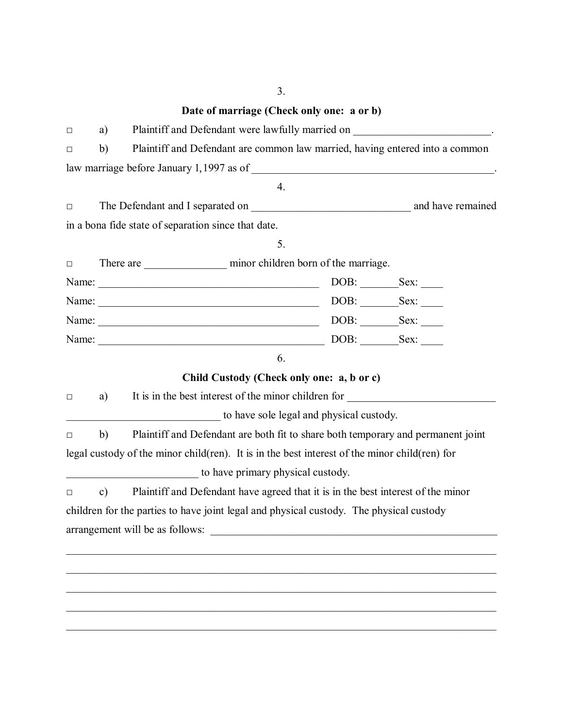3.

**Date of marriage (Check only one: a or b)**

□ a) Plaintiff and Defendant were lawfully married on _________________________.

□ b) Plaintiff and Defendant are common law married, having entered into a common law marriage before January 1,1997 as of ____________________________________________.

4.

□ The Defendant and I separated on ____________________________ and have remained in a bona fide state of separation since that date.

5.

□ There are _______________ minor children born of the marriage.

Name: ________________________________________ DOB: _______Sex: ____

Name: ________________________________________ DOB: _______Sex: ____

Name: ________________________________________ DOB: _______Sex: ____

Name: ________________________________________ DOB: _______Sex: ____

6.

**Child Custody (Check only one: a, b or c)**

□ a) It is in the best interest of the minor children for ___________________________ ____________________________ to have sole legal and physical custody.

□ b) Plaintiff and Defendant are both fit to share both temporary and permanent joint legal custody of the minor child(ren). It is in the best interest of the minor child(ren) for ________________________ to have primary physical custody.

□ c) Plaintiff and Defendant have agreed that it is in the best interest of the minor children for the parties to have joint legal and physical custody. The physical custody arrangement will be as follows: ______________________________________________________

_____________________________________________________________________________

_____________________________________________________________________________

_____________________________________________________________________________

_____________________________________________________________________________

_____________________________________________________________________________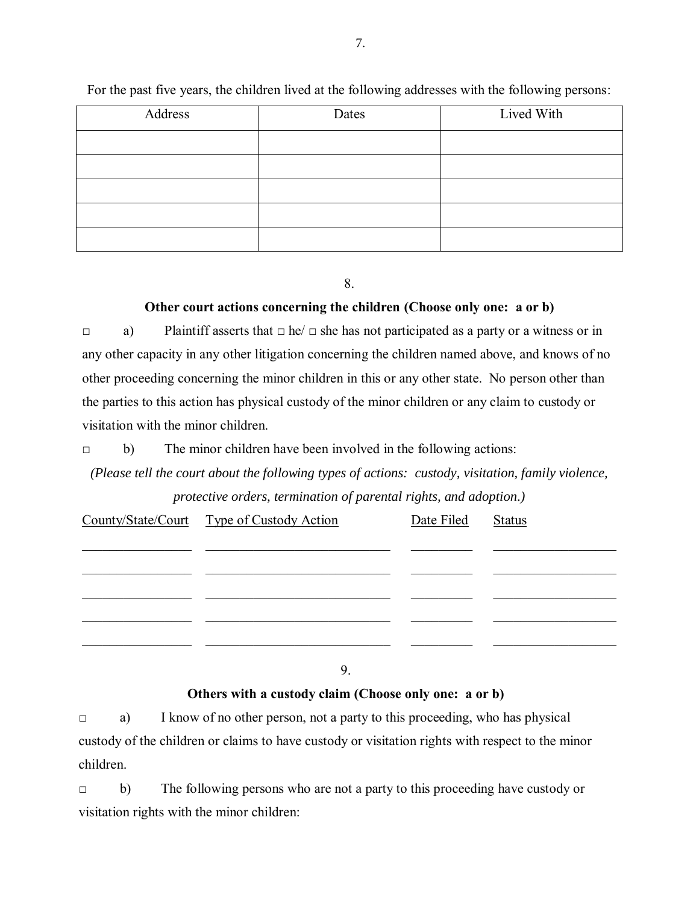## 7.

For the past five years, the children lived at the following addresses with the following persons:

| Address | Dates | Lived With |
|---|---|---|
| | | |
| | | |
| | | |
| | | |
| | | |

## 8.

**Other court actions concerning the children (Choose only one: a or b)**

□ a) Plaintiff asserts that □ he/ □ she has not participated as a party or a witness or in any other capacity in any other litigation concerning the children named above, and knows of no other proceeding concerning the minor children in this or any other state. No person other than the parties to this action has physical custody of the minor children or any claim to custody or visitation with the minor children.

□ b) The minor children have been involved in the following actions:

*(Please tell the court about the following types of actions: custody, visitation, family violence, protective orders, termination of parental rights, and adoption.)*

| County/State/Court | Type of Custody Action | Date Filed | Status |
|---|---|---|---|
| | | | |
| | | | |
| | | | |
| | | | |
| | | | |

## 9.

**Others with a custody claim (Choose only one: a or b)**

□ a) I know of no other person, not a party to this proceeding, who has physical custody of the children or claims to have custody or visitation rights with respect to the minor children.

□ b) The following persons who are not a party to this proceeding have custody or visitation rights with the minor children: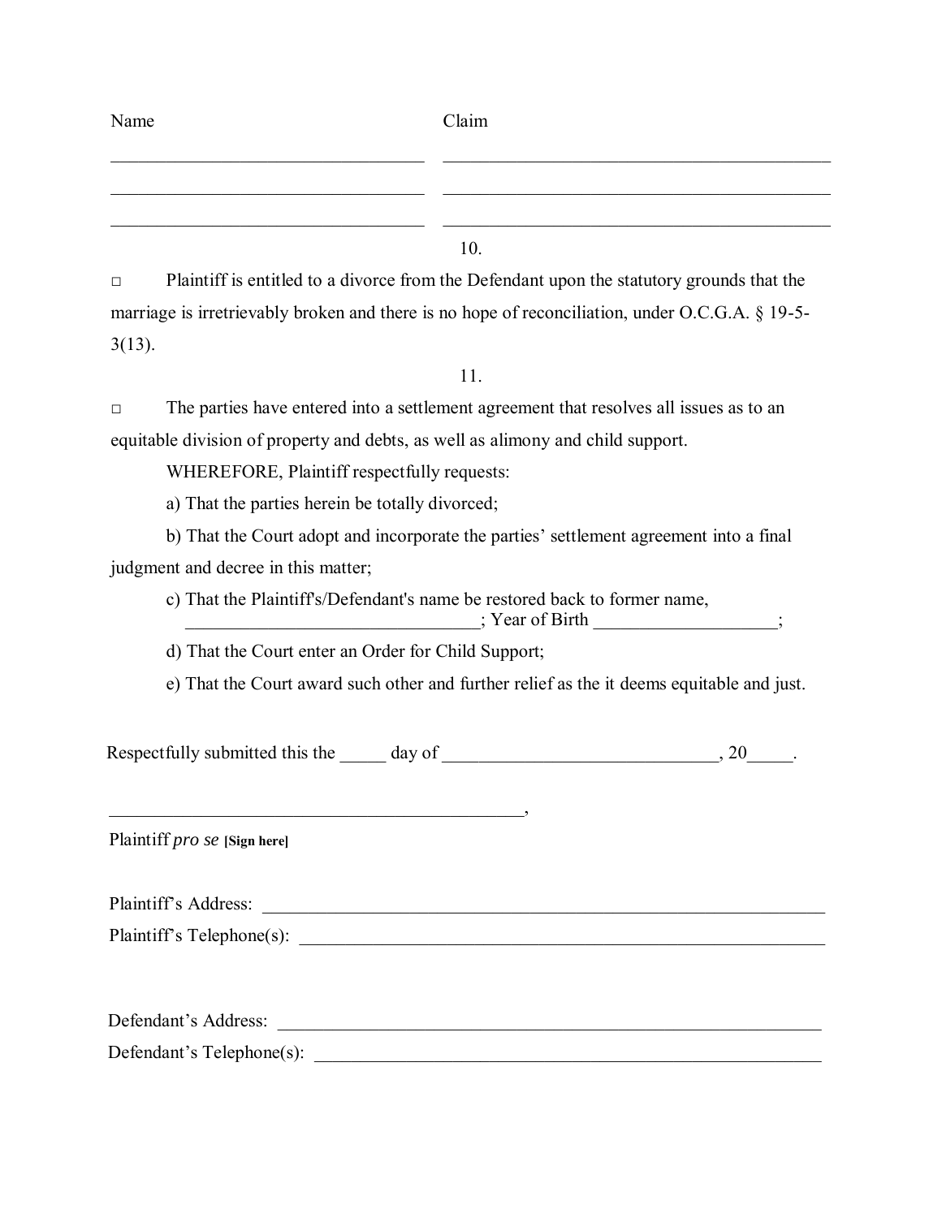| Name | Claim |
| --- | --- |
| ______________________________ | ______________________________ |
| ______________________________ | ______________________________ |
| ______________________________ | ______________________________ |

10.

□ Plaintiff is entitled to a divorce from the Defendant upon the statutory grounds that the marriage is irretrievably broken and there is no hope of reconciliation, under O.C.G.A. § 19-5-3(13).

11.

□ The parties have entered into a settlement agreement that resolves all issues as to an equitable division of property and debts, as well as alimony and child support.

WHEREFORE, Plaintiff respectfully requests:

a) That the parties herein be totally divorced;

b) That the Court adopt and incorporate the parties' settlement agreement into a final judgment and decree in this matter;

c) That the Plaintiff's/Defendant's name be restored back to former name, ______________________________; Year of Birth ____________________;

d) That the Court enter an Order for Child Support;

e) That the Court award such other and further relief as the it deems equitable and just.

Respectfully submitted this the _____ day of ______________________________, 20_____.

______________________________________________,
Plaintiff *pro se* **[Sign here]**

Plaintiff's Address: ____________________________________________________________

Plaintiff's Telephone(s): ________________________________________________________

Defendant's Address: ___________________________________________________________

Defendant's Telephone(s): _______________________________________________________